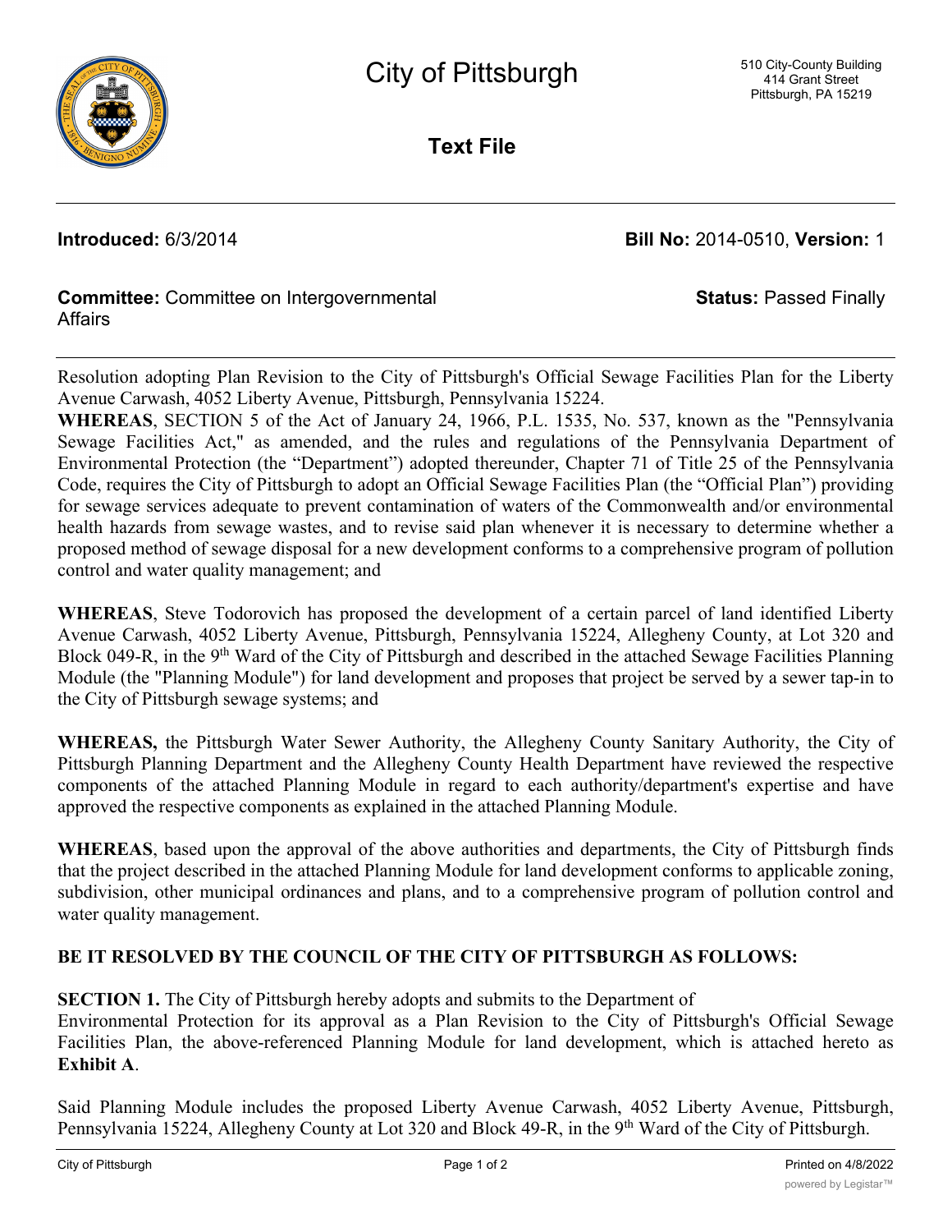# City of Pittsburgh

510 City-County Building
414 Grant Street
Pittsburgh, PA 15219

## Text File

**Introduced:** 6/3/2014

**Bill No:** 2014-0510, **Version:** 1

**Committee:** Committee on Intergovernmental Affairs

**Status:** Passed Finally

Resolution adopting Plan Revision to the City of Pittsburgh's Official Sewage Facilities Plan for the Liberty Avenue Carwash, 4052 Liberty Avenue, Pittsburgh, Pennsylvania 15224.

**WHEREAS**, SECTION 5 of the Act of January 24, 1966, P.L. 1535, No. 537, known as the "Pennsylvania Sewage Facilities Act," as amended, and the rules and regulations of the Pennsylvania Department of Environmental Protection (the "Department") adopted thereunder, Chapter 71 of Title 25 of the Pennsylvania Code, requires the City of Pittsburgh to adopt an Official Sewage Facilities Plan (the "Official Plan") providing for sewage services adequate to prevent contamination of waters of the Commonwealth and/or environmental health hazards from sewage wastes, and to revise said plan whenever it is necessary to determine whether a proposed method of sewage disposal for a new development conforms to a comprehensive program of pollution control and water quality management; and

**WHEREAS**, Steve Todorovich has proposed the development of a certain parcel of land identified Liberty Avenue Carwash, 4052 Liberty Avenue, Pittsburgh, Pennsylvania 15224, Allegheny County, at Lot 320 and Block 049-R, in the 9th Ward of the City of Pittsburgh and described in the attached Sewage Facilities Planning Module (the "Planning Module") for land development and proposes that project be served by a sewer tap-in to the City of Pittsburgh sewage systems; and

**WHEREAS,** the Pittsburgh Water Sewer Authority, the Allegheny County Sanitary Authority, the City of Pittsburgh Planning Department and the Allegheny County Health Department have reviewed the respective components of the attached Planning Module in regard to each authority/department's expertise and have approved the respective components as explained in the attached Planning Module.

**WHEREAS**, based upon the approval of the above authorities and departments, the City of Pittsburgh finds that the project described in the attached Planning Module for land development conforms to applicable zoning, subdivision, other municipal ordinances and plans, and to a comprehensive program of pollution control and water quality management.

**BE IT RESOLVED BY THE COUNCIL OF THE CITY OF PITTSBURGH AS FOLLOWS:**

**SECTION 1.** The City of Pittsburgh hereby adopts and submits to the Department of Environmental Protection for its approval as a Plan Revision to the City of Pittsburgh's Official Sewage Facilities Plan, the above-referenced Planning Module for land development, which is attached hereto as **Exhibit A**.

Said Planning Module includes the proposed Liberty Avenue Carwash, 4052 Liberty Avenue, Pittsburgh, Pennsylvania 15224, Allegheny County at Lot 320 and Block 49-R, in the 9th Ward of the City of Pittsburgh.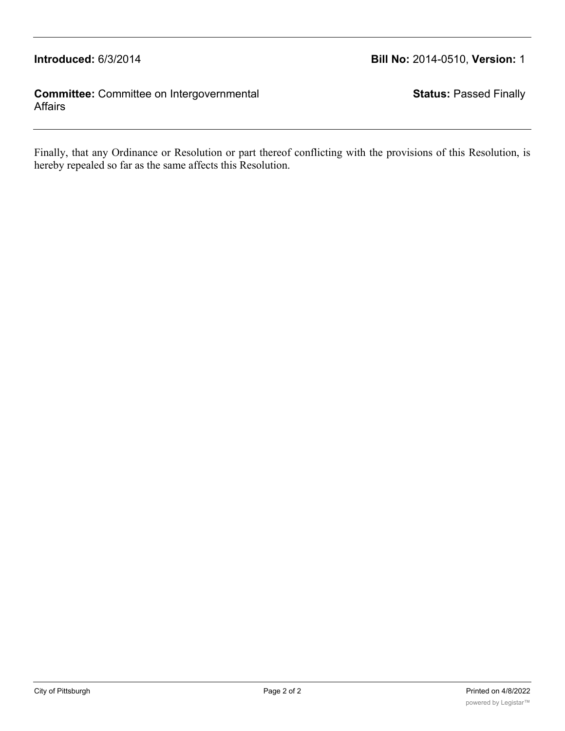**Introduced:** 6/3/2014 **Bill No:** 2014-0510, **Version:** 1

**Committee:** Committee on Intergovernmental Affairs **Status:** Passed Finally

Finally, that any Ordinance or Resolution or part thereof conflicting with the provisions of this Resolution, is hereby repealed so far as the same affects this Resolution.